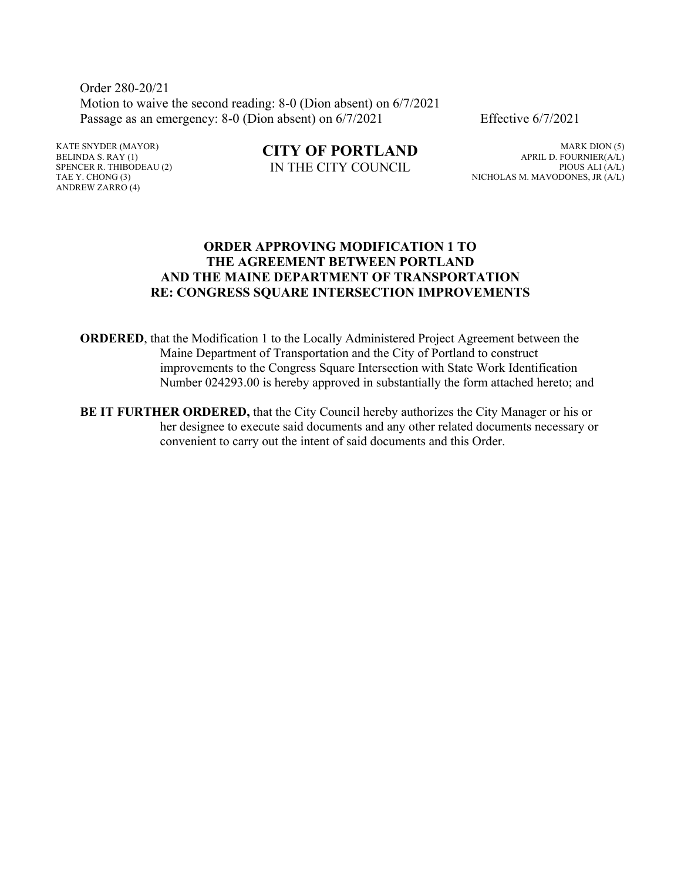Order 280-20/21
Motion to waive the second reading: 8-0 (Dion absent) on 6/7/2021
Passage as an emergency: 8-0 (Dion absent) on 6/7/2021 Effective 6/7/2021

KATE SNYDER (MAYOR)
BELINDA S. RAY (1)
SPENCER R. THIBODEAU (2)
TAE Y. CHONG (3)
ANDREW ZARRO (4)

# CITY OF PORTLAND
IN THE CITY COUNCIL

MARK DION (5)
APRIL D. FOURNIER(A/L)
PIOUS ALI (A/L)
NICHOLAS M. MAVODONES, JR (A/L)

## ORDER APPROVING MODIFICATION 1 TO THE AGREEMENT BETWEEN PORTLAND AND THE MAINE DEPARTMENT OF TRANSPORTATION RE: CONGRESS SQUARE INTERSECTION IMPROVEMENTS

**ORDERED**, that the Modification 1 to the Locally Administered Project Agreement between the Maine Department of Transportation and the City of Portland to construct improvements to the Congress Square Intersection with State Work Identification Number 024293.00 is hereby approved in substantially the form attached hereto; and

**BE IT FURTHER ORDERED,** that the City Council hereby authorizes the City Manager or his or her designee to execute said documents and any other related documents necessary or convenient to carry out the intent of said documents and this Order.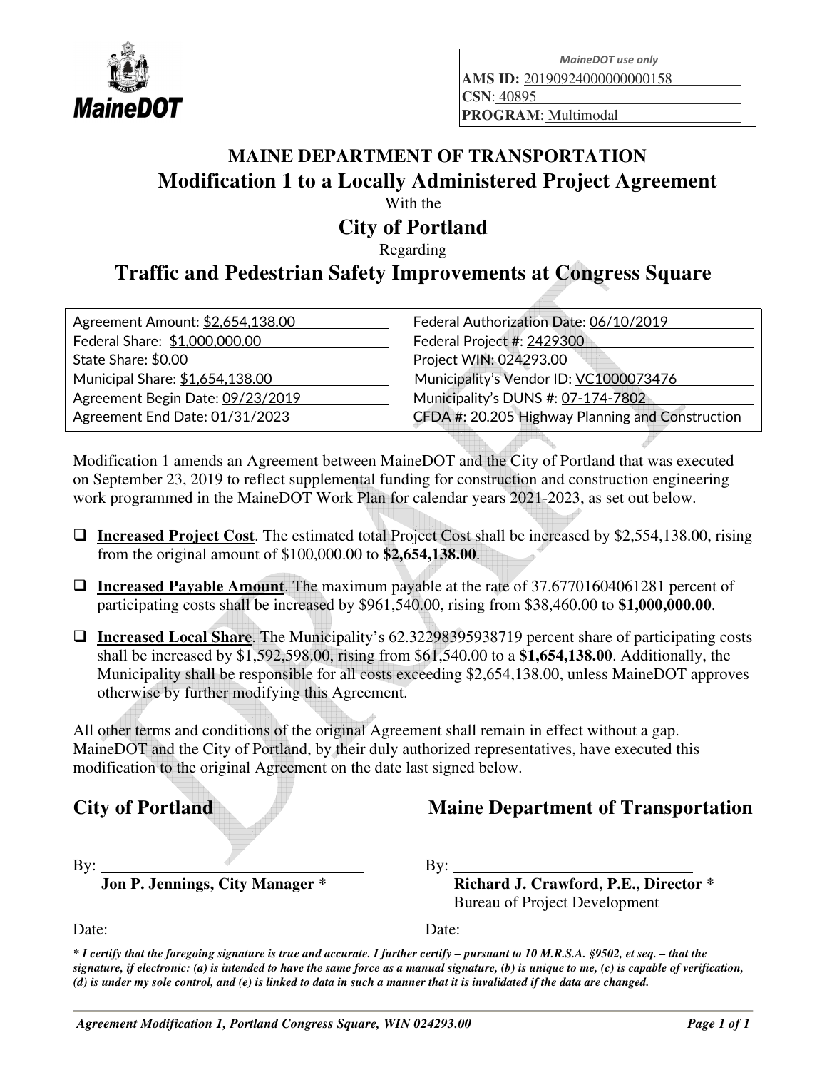| MaineDOT use only |
| --- |
| **AMS ID:** 20190924000000000158 |
| **CSN**: 40895 |
| **PROGRAM**: Multimodal |

# MAINE DEPARTMENT OF TRANSPORTATION

## Modification 1 to a Locally Administered Project Agreement

With the

## City of Portland

Regarding

## Traffic and Pedestrian Safety Improvements at Congress Square

| | |
| --- | --- |
| Agreement Amount: $2,654,138.00 | Federal Authorization Date: 06/10/2019 |
| Federal Share: $1,000,000.00 | Federal Project #: 2429300 |
| State Share: $0.00 | Project WIN: 024293.00 |
| Municipal Share: $1,654,138.00 | Municipality's Vendor ID: VC1000073476 |
| Agreement Begin Date: 09/23/2019 | Municipality's DUNS #: 07-174-7802 |
| Agreement End Date: 01/31/2023 | CFDA #: 20.205 Highway Planning and Construction |

Modification 1 amends an Agreement between MaineDOT and the City of Portland that was executed on September 23, 2019 to reflect supplemental funding for construction and construction engineering work programmed in the MaineDOT Work Plan for calendar years 2021-2023, as set out below.

- **Increased Project Cost**. The estimated total Project Cost shall be increased by $2,554,138.00, rising from the original amount of $100,000.00 to **$2,654,138.00**.
- **Increased Payable Amount**. The maximum payable at the rate of 37.67701604061281 percent of participating costs shall be increased by $961,540.00, rising from $38,460.00 to **$1,000,000.00**.
- **Increased Local Share**. The Municipality's 62.32298395938719 percent share of participating costs shall be increased by $1,592,598.00, rising from $61,540.00 to a **$1,654,138.00**. Additionally, the Municipality shall be responsible for all costs exceeding $2,654,138.00, unless MaineDOT approves otherwise by further modifying this Agreement.

All other terms and conditions of the original Agreement shall remain in effect without a gap. MaineDOT and the City of Portland, by their duly authorized representatives, have executed this modification to the original Agreement on the date last signed below.

**City of Portland**

By: ______________________________

**Jon P. Jennings, City Manager ***

Date: ____________________

**Maine Department of Transportation**

By: ______________________________

**Richard J. Crawford, P.E., Director ***
Bureau of Project Development

Date: ____________________

****I certify that the foregoing signature is true and accurate. I further certify – pursuant to 10 M.R.S.A. §9502, et seq. – that the signature, if electronic: (a) is intended to have the same force as a manual signature, (b) is unique to me, (c) is capable of verification, (d) is under my sole control, and (e) is linked to data in such a manner that it is invalidated if the data are changed.***